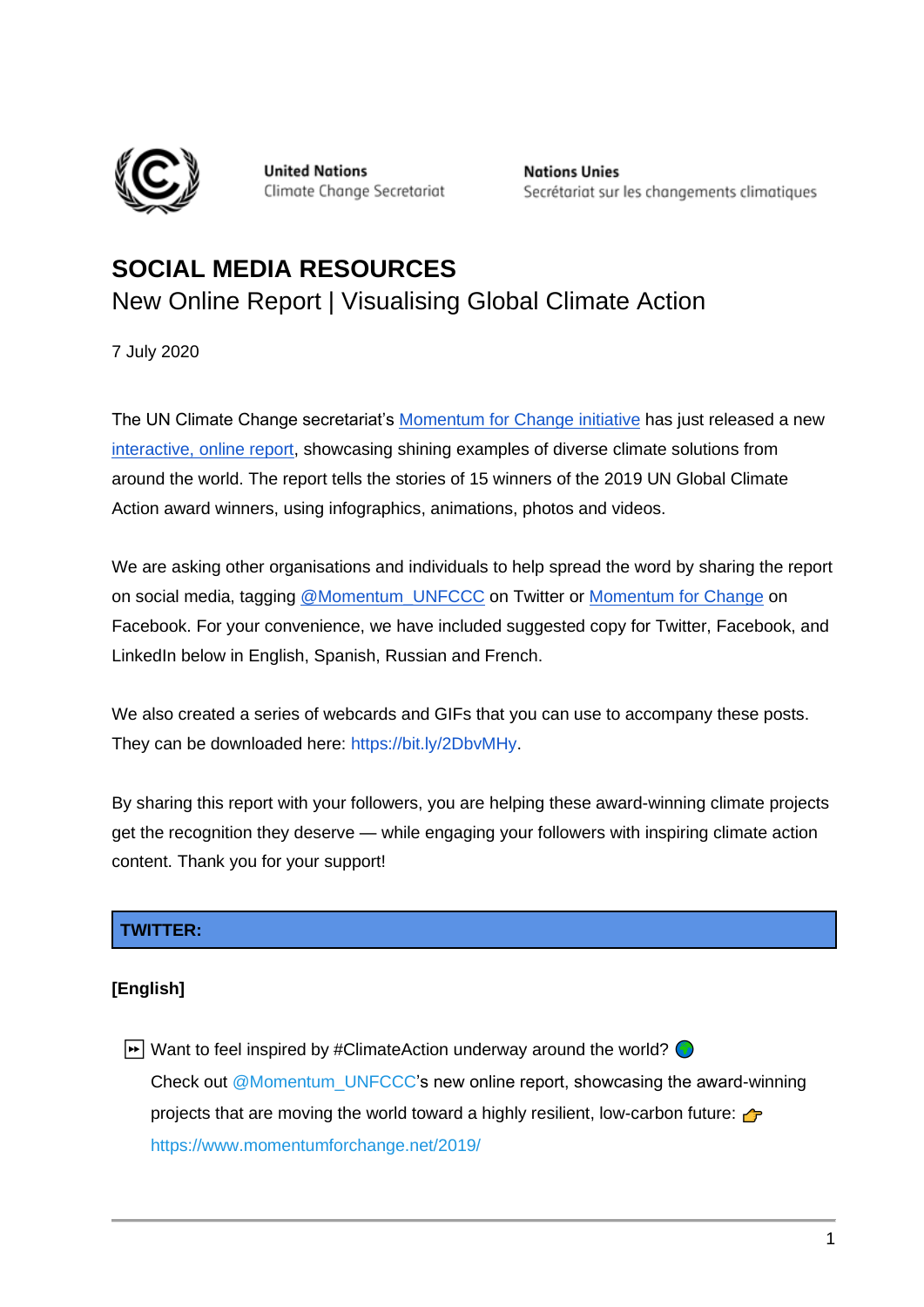United Nations
Climate Change Secretariat

Nations Unies
Secrétariat sur les changements climatiques

# SOCIAL MEDIA RESOURCES

## New Online Report | Visualising Global Climate Action

7 July 2020

The UN Climate Change secretariat's [Momentum for Change initiative] has just released a new [interactive, online report], showcasing shining examples of diverse climate solutions from around the world. The report tells the stories of 15 winners of the 2019 UN Global Climate Action award winners, using infographics, animations, photos and videos.

We are asking other organisations and individuals to help spread the word by sharing the report on social media, tagging @Momentum_UNFCCC on Twitter or [Momentum for Change] on Facebook. For your convenience, we have included suggested copy for Twitter, Facebook, and LinkedIn below in English, Spanish, Russian and French.

We also created a series of webcards and GIFs that you can use to accompany these posts. They can be downloaded here: https://bit.ly/2DbvMHy.

By sharing this report with your followers, you are helping these award-winning climate projects get the recognition they deserve — while engaging your followers with inspiring climate action content. Thank you for your support!

**TWITTER:**

**[English]**

⏩ Want to feel inspired by #ClimateAction underway around the world? 🌍
Check out @Momentum_UNFCCC's new online report, showcasing the award-winning projects that are moving the world toward a highly resilient, low-carbon future: 👉 https://www.momentumforchange.net/2019/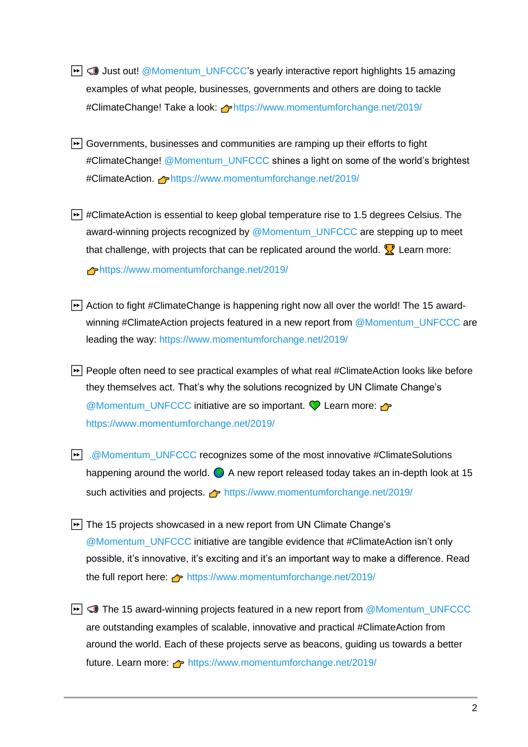- ⏩ 📢 Just out! @Momentum_UNFCCC's yearly interactive report highlights 15 amazing examples of what people, businesses, governments and others are doing to tackle #ClimateChange! Take a look: 👉https://www.momentumforchange.net/2019/

- ⏩ Governments, businesses and communities are ramping up their efforts to fight #ClimateChange! @Momentum_UNFCCC shines a light on some of the world's brightest #ClimateAction. 👉https://www.momentumforchange.net/2019/

- ⏩ #ClimateAction is essential to keep global temperature rise to 1.5 degrees Celsius. The award-winning projects recognized by @Momentum_UNFCCC are stepping up to meet that challenge, with projects that can be replicated around the world. 🏆 Learn more: 👉https://www.momentumforchange.net/2019/

- ⏩ Action to fight #ClimateChange is happening right now all over the world! The 15 award-winning #ClimateAction projects featured in a new report from @Momentum_UNFCCC are leading the way: https://www.momentumforchange.net/2019/

- ⏩ People often need to see practical examples of what real #ClimateAction looks like before they themselves act. That's why the solutions recognized by UN Climate Change's @Momentum_UNFCCC initiative are so important. 💚 Learn more: 👉 https://www.momentumforchange.net/2019/

- ⏩ .@Momentum_UNFCCC recognizes some of the most innovative #ClimateSolutions happening around the world. 🌍 A new report released today takes an in-depth look at 15 such activities and projects. 👉 https://www.momentumforchange.net/2019/

- ⏩ The 15 projects showcased in a new report from UN Climate Change's @Momentum_UNFCCC initiative are tangible evidence that #ClimateAction isn't only possible, it's innovative, it's exciting and it's an important way to make a difference. Read the full report here: 👉 https://www.momentumforchange.net/2019/

- ⏩ 📢 The 15 award-winning projects featured in a new report from @Momentum_UNFCCC are outstanding examples of scalable, innovative and practical #ClimateAction from around the world. Each of these projects serve as beacons, guiding us towards a better future. Learn more: 👉 https://www.momentumforchange.net/2019/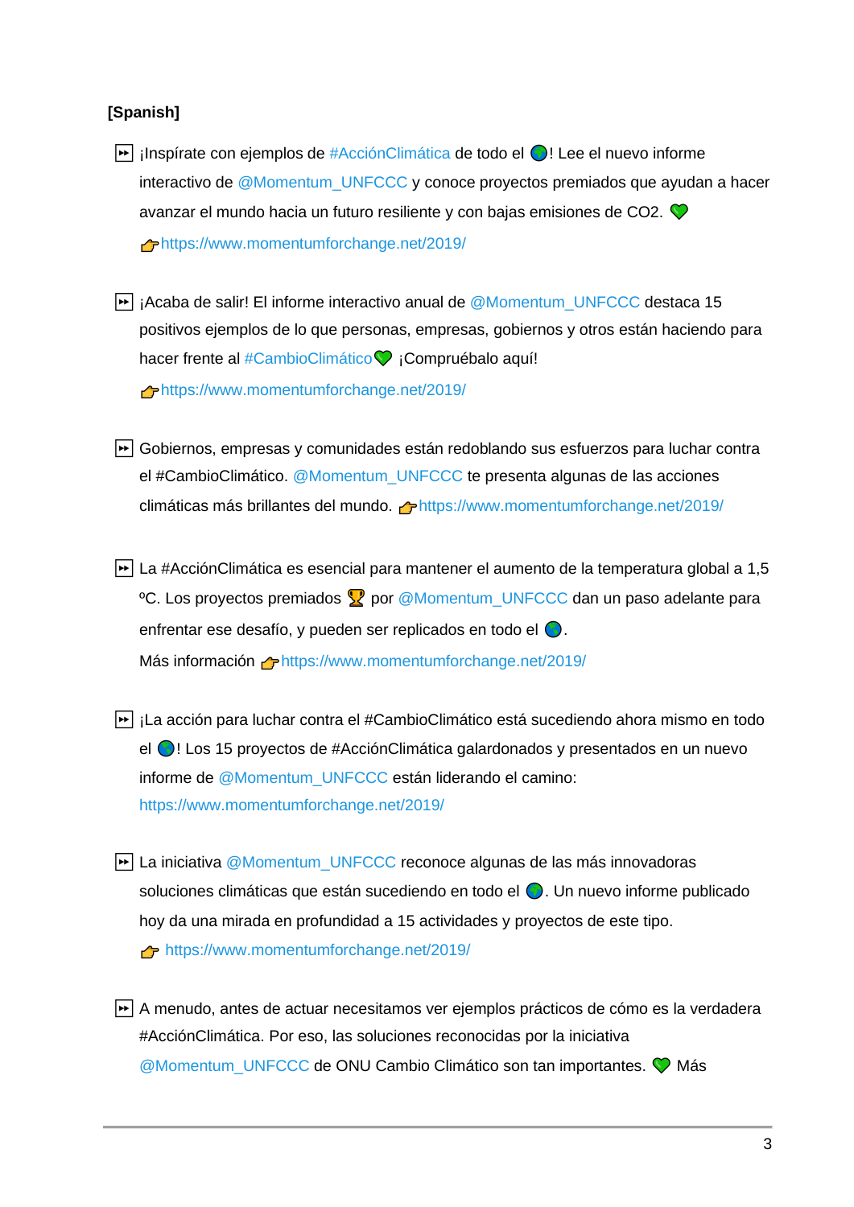**[Spanish]**

- ⏩ ¡Inspírate con ejemplos de #AcciónClimática de todo el 🌎! Lee el nuevo informe interactivo de @Momentum_UNFCCC y conoce proyectos premiados que ayudan a hacer avanzar el mundo hacia un futuro resiliente y con bajas emisiones de CO2. 💚 👉https://www.momentumforchange.net/2019/

- ⏩ ¡Acaba de salir! El informe interactivo anual de @Momentum_UNFCCC destaca 15 positivos ejemplos de lo que personas, empresas, gobiernos y otros están haciendo para hacer frente al #CambioClimático💚 ¡Compruébalo aquí! 👉https://www.momentumforchange.net/2019/

- ⏩ Gobiernos, empresas y comunidades están redoblando sus esfuerzos para luchar contra el #CambioClimático. @Momentum_UNFCCC te presenta algunas de las acciones climáticas más brillantes del mundo. 👉https://www.momentumforchange.net/2019/

- ⏩ La #AcciónClimática es esencial para mantener el aumento de la temperatura global a 1,5 ºC. Los proyectos premiados 🏆 por @Momentum_UNFCCC dan un paso adelante para enfrentar ese desafío, y pueden ser replicados en todo el 🌎. Más información 👉https://www.momentumforchange.net/2019/

- ⏩ ¡La acción para luchar contra el #CambioClimático está sucediendo ahora mismo en todo el 🌎! Los 15 proyectos de #AcciónClimática galardonados y presentados en un nuevo informe de @Momentum_UNFCCC están liderando el camino: https://www.momentumforchange.net/2019/

- ⏩ La iniciativa @Momentum_UNFCCC reconoce algunas de las más innovadoras soluciones climáticas que están sucediendo en todo el 🌎. Un nuevo informe publicado hoy da una mirada en profundidad a 15 actividades y proyectos de este tipo. 👉 https://www.momentumforchange.net/2019/

- ⏩ A menudo, antes de actuar necesitamos ver ejemplos prácticos de cómo es la verdadera #AcciónClimática. Por eso, las soluciones reconocidas por la iniciativa @Momentum_UNFCCC de ONU Cambio Climático son tan importantes. 💚 Más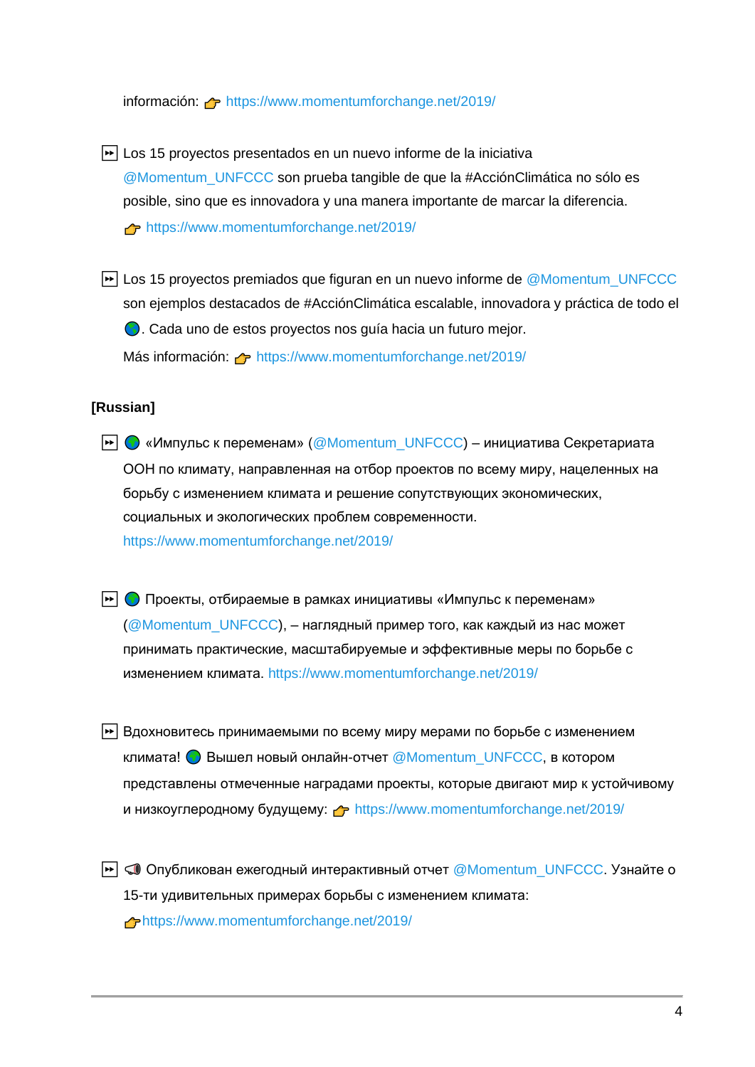información: 👉 https://www.momentumforchange.net/2019/

⏩ Los 15 proyectos presentados en un nuevo informe de la iniciativa @Momentum_UNFCCC son prueba tangible de que la #AcciónClimática no sólo es posible, sino que es innovadora y una manera importante de marcar la diferencia. 👉 https://www.momentumforchange.net/2019/

⏩ Los 15 proyectos premiados que figuran en un nuevo informe de @Momentum_UNFCCC son ejemplos destacados de #AcciónClimática escalable, innovadora y práctica de todo el 🌎. Cada uno de estos proyectos nos guía hacia un futuro mejor. Más información: 👉 https://www.momentumforchange.net/2019/

**[Russian]**

⏩ 🌎 «Импульс к переменам» (@Momentum_UNFCCC) – инициатива Секретариата ООН по климату, направленная на отбор проектов по всему миру, нацеленных на борьбу с изменением климата и решение сопутствующих экономических, социальных и экологических проблем современности. https://www.momentumforchange.net/2019/

⏩ 🌎 Проекты, отбираемые в рамках инициативы «Импульс к переменам» (@Momentum_UNFCCC), – наглядный пример того, как каждый из нас может принимать практические, масштабируемые и эффективные меры по борьбе с изменением климата. https://www.momentumforchange.net/2019/

⏩ Вдохновитесь принимаемыми по всему миру мерами по борьбе с изменением климата! 🌎 Вышел новый онлайн-отчет @Momentum_UNFCCC, в котором представлены отмеченные наградами проекты, которые двигают мир к устойчивому и низкоуглеродному будущему: 👉 https://www.momentumforchange.net/2019/

⏩ 📢 Опубликован ежегодный интерактивный отчет @Momentum_UNFCCC. Узнайте о 15-ти удивительных примерах борьбы с изменением климата: 👉https://www.momentumforchange.net/2019/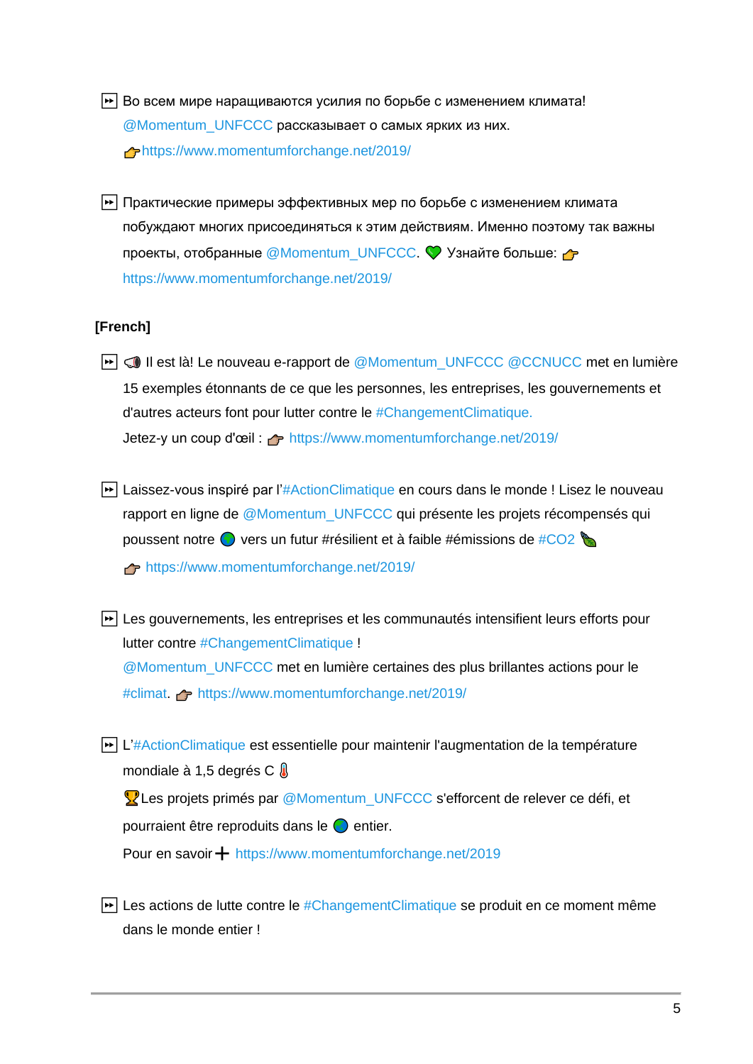⏩ Во всем мире наращиваются усилия по борьбе с изменением климата! @Momentum_UNFCCC рассказывает о самых ярких из них.
👉https://www.momentumforchange.net/2019/

⏩ Практические примеры эффективных мер по борьбе с изменением климата побуждают многих присоединяться к этим действиям. Именно поэтому так важны проекты, отобранные @Momentum_UNFCCC. 💚 Узнайте больше: 👉 https://www.momentumforchange.net/2019/

**[French]**

⏩ 📣 Il est là! Le nouveau e-rapport de @Momentum_UNFCCC @CCNUCC met en lumière 15 exemples étonnants de ce que les personnes, les entreprises, les gouvernements et d'autres acteurs font pour lutter contre le #ChangementClimatique.
Jetez-y un coup d'œil : 👉 https://www.momentumforchange.net/2019/

⏩ Laissez-vous inspiré par l'#ActionClimatique en cours dans le monde ! Lisez le nouveau rapport en ligne de @Momentum_UNFCCC qui présente les projets récompensés qui poussent notre 🌍 vers un futur #résilient et à faible #émissions de #CO2 🍃
👉 https://www.momentumforchange.net/2019/

⏩ Les gouvernements, les entreprises et les communautés intensifient leurs efforts pour lutter contre #ChangementClimatique !
@Momentum_UNFCCC met en lumière certaines des plus brillantes actions pour le #climat. 👉 https://www.momentumforchange.net/2019/

⏩ L'#ActionClimatique est essentielle pour maintenir l'augmentation de la température mondiale à 1,5 degrés C 🌡
🏆Les projets primés par @Momentum_UNFCCC s'efforcent de relever ce défi, et pourraient être reproduits dans le 🌍 entier.
Pour en savoir ➕ https://www.momentumforchange.net/2019

⏩ Les actions de lutte contre le #ChangementClimatique se produit en ce moment même dans le monde entier !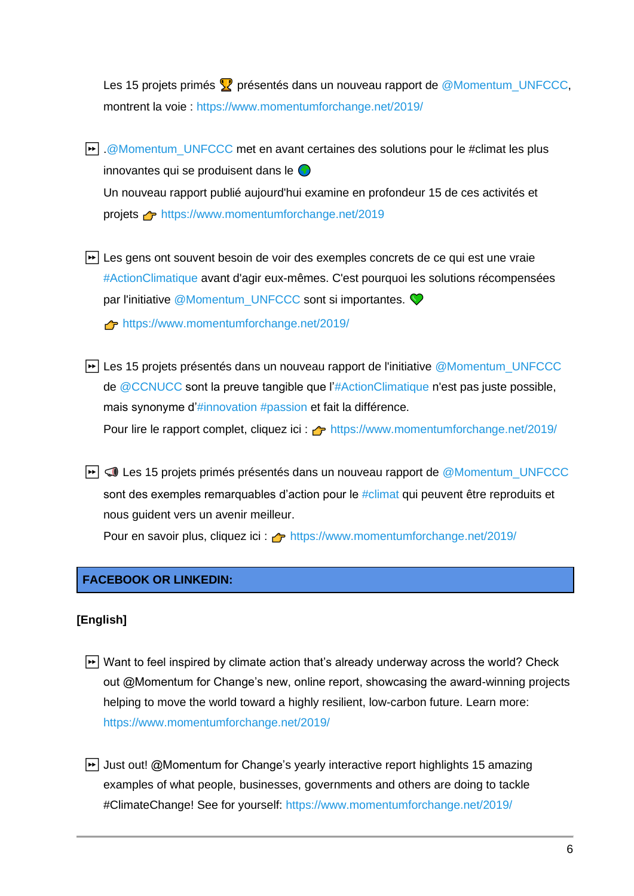Les 15 projets primés 🏆 présentés dans un nouveau rapport de @Momentum_UNFCCC, montrent la voie : https://www.momentumforchange.net/2019/

⏩ .@Momentum_UNFCCC met en avant certaines des solutions pour le #climat les plus innovantes qui se produisent dans le 🌍
Un nouveau rapport publié aujourd'hui examine en profondeur 15 de ces activités et projets 👉 https://www.momentumforchange.net/2019

⏩ Les gens ont souvent besoin de voir des exemples concrets de ce qui est une vraie #ActionClimatique avant d'agir eux-mêmes. C'est pourquoi les solutions récompensées par l'initiative @Momentum_UNFCCC sont si importantes. 💚
👉 https://www.momentumforchange.net/2019/

⏩ Les 15 projets présentés dans un nouveau rapport de l'initiative @Momentum_UNFCCC de @CCNUCC sont la preuve tangible que l'#ActionClimatique n'est pas juste possible, mais synonyme d'#innovation #passion et fait la différence.
Pour lire le rapport complet, cliquez ici : 👉 https://www.momentumforchange.net/2019/

⏩ 📢 Les 15 projets primés présentés dans un nouveau rapport de @Momentum_UNFCCC sont des exemples remarquables d'action pour le #climat qui peuvent être reproduits et nous guident vers un avenir meilleur.
Pour en savoir plus, cliquez ici : 👉 https://www.momentumforchange.net/2019/

## FACEBOOK OR LINKEDIN:

**[English]**

⏩ Want to feel inspired by climate action that's already underway across the world? Check out @Momentum for Change's new, online report, showcasing the award-winning projects helping to move the world toward a highly resilient, low-carbon future. Learn more: https://www.momentumforchange.net/2019/

⏩ Just out! @Momentum for Change's yearly interactive report highlights 15 amazing examples of what people, businesses, governments and others are doing to tackle #ClimateChange! See for yourself: https://www.momentumforchange.net/2019/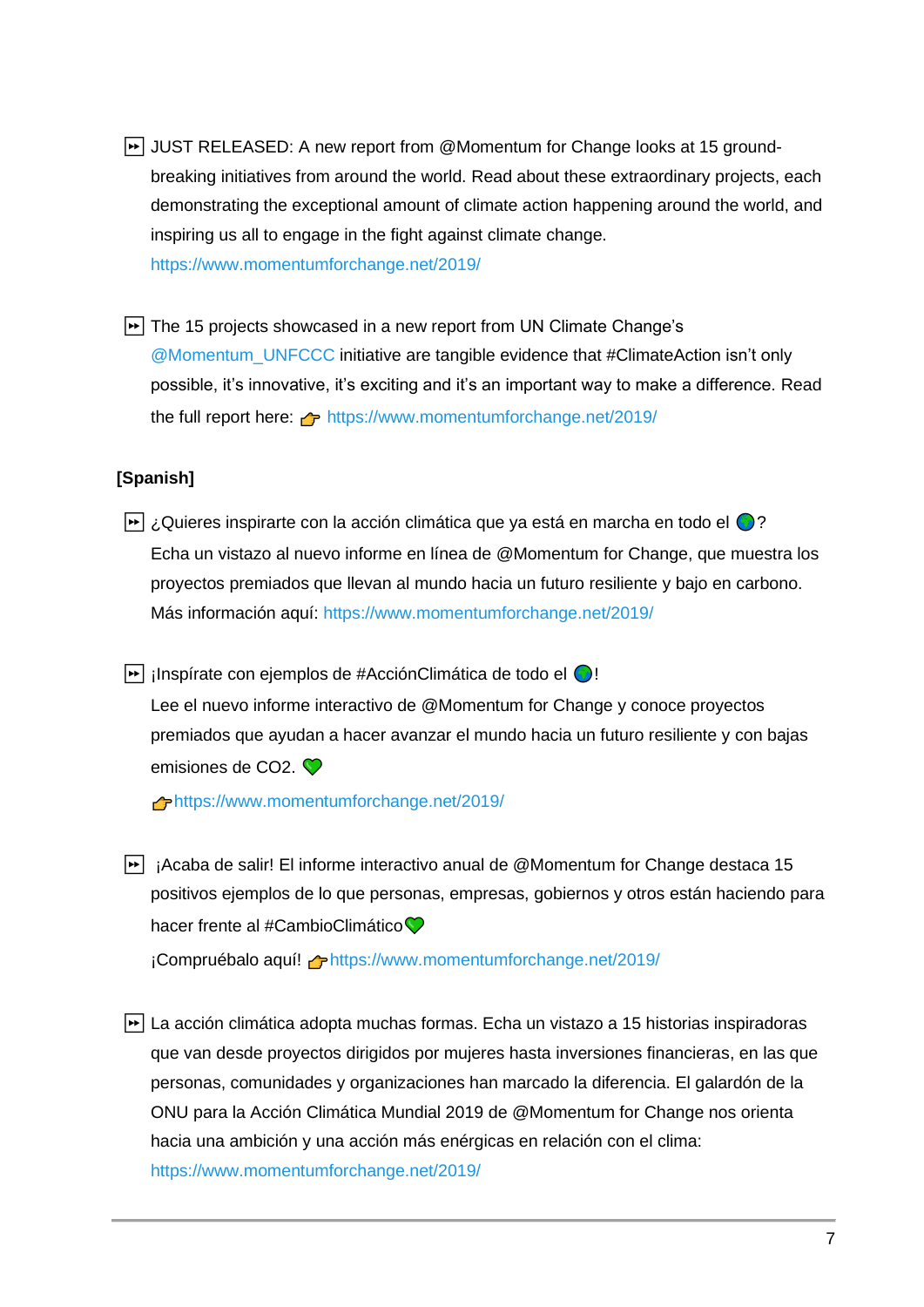⏩ JUST RELEASED: A new report from @Momentum for Change looks at 15 ground-breaking initiatives from around the world. Read about these extraordinary projects, each demonstrating the exceptional amount of climate action happening around the world, and inspiring us all to engage in the fight against climate change. https://www.momentumforchange.net/2019/

⏩ The 15 projects showcased in a new report from UN Climate Change's @Momentum_UNFCCC initiative are tangible evidence that #ClimateAction isn't only possible, it's innovative, it's exciting and it's an important way to make a difference. Read the full report here: 👉 https://www.momentumforchange.net/2019/

**[Spanish]**

⏩ ¿Quieres inspirarte con la acción climática que ya está en marcha en todo el 🌎? Echa un vistazo al nuevo informe en línea de @Momentum for Change, que muestra los proyectos premiados que llevan al mundo hacia un futuro resiliente y bajo en carbono. Más información aquí: https://www.momentumforchange.net/2019/

⏩ ¡Inspírate con ejemplos de #AcciónClimática de todo el 🌎!
Lee el nuevo informe interactivo de @Momentum for Change y conoce proyectos premiados que ayudan a hacer avanzar el mundo hacia un futuro resiliente y con bajas emisiones de CO2. 💚
👉https://www.momentumforchange.net/2019/

⏩ ¡Acaba de salir! El informe interactivo anual de @Momentum for Change destaca 15 positivos ejemplos de lo que personas, empresas, gobiernos y otros están haciendo para hacer frente al #CambioClimático💚
¡Compruébalo aquí! 👉https://www.momentumforchange.net/2019/

⏩ La acción climática adopta muchas formas. Echa un vistazo a 15 historias inspiradoras que van desde proyectos dirigidos por mujeres hasta inversiones financieras, en las que personas, comunidades y organizaciones han marcado la diferencia. El galardón de la ONU para la Acción Climática Mundial 2019 de @Momentum for Change nos orienta hacia una ambición y una acción más enérgicas en relación con el clima: https://www.momentumforchange.net/2019/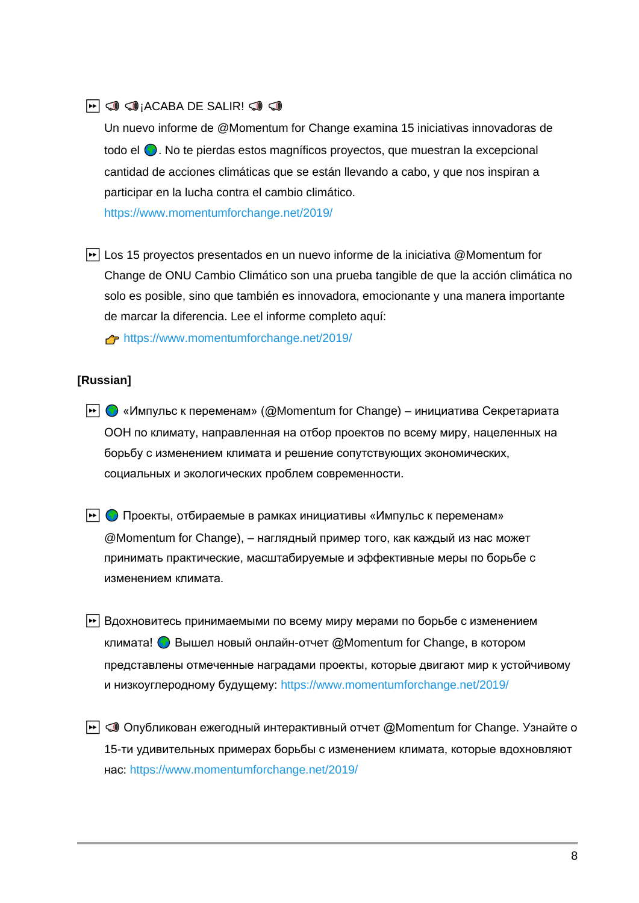- ⏩ 📢 📢¡ACABA DE SALIR! 📢 📢
  Un nuevo informe de @Momentum for Change examina 15 iniciativas innovadoras de todo el 🌍. No te pierdas estos magníficos proyectos, que muestran la excepcional cantidad de acciones climáticas que se están llevando a cabo, y que nos inspiran a participar en la lucha contra el cambio climático.
  https://www.momentumforchange.net/2019/

- ⏩ Los 15 proyectos presentados en un nuevo informe de la iniciativa @Momentum for Change de ONU Cambio Climático son una prueba tangible de que la acción climática no solo es posible, sino que también es innovadora, emocionante y una manera importante de marcar la diferencia. Lee el informe completo aquí:
  👉 https://www.momentumforchange.net/2019/

**[Russian]**

- ⏩ 🌍 «Импульс к переменам» (@Momentum for Change) – инициатива Секретариата ООН по климату, направленная на отбор проектов по всему миру, нацеленных на борьбу с изменением климата и решение сопутствующих экономических, социальных и экологических проблем современности.

- ⏩ 🌍 Проекты, отбираемые в рамках инициативы «Импульс к переменам» @Momentum for Change), – наглядный пример того, как каждый из нас может принимать практические, масштабируемые и эффективные меры по борьбе с изменением климата.

- ⏩ Вдохновитесь принимаемыми по всему миру мерами по борьбе с изменением климата! 🌍 Вышел новый онлайн-отчет @Momentum for Change, в котором представлены отмеченные наградами проекты, которые двигают мир к устойчивому и низкоуглеродному будущему: https://www.momentumforchange.net/2019/

- ⏩ 📢 Опубликован ежегодный интерактивный отчет @Momentum for Change. Узнайте о 15-ти удивительных примерах борьбы с изменением климата, которые вдохновляют нас: https://www.momentumforchange.net/2019/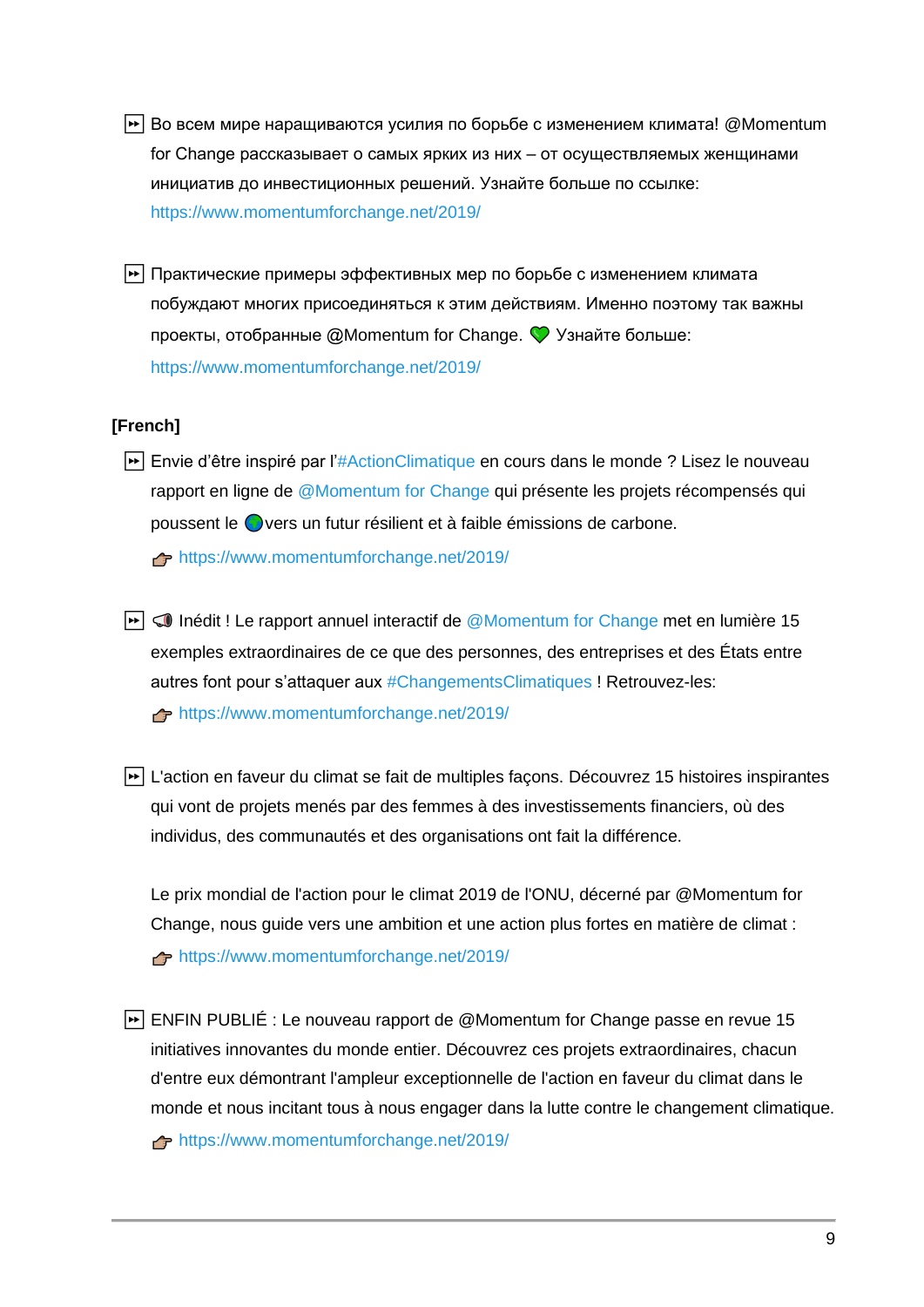⏩ Во всем мире наращиваются усилия по борьбе с изменением климата! @Momentum for Change рассказывает о самых ярких из них – от осуществляемых женщинами инициатив до инвестиционных решений. Узнайте больше по ссылке: https://www.momentumforchange.net/2019/

⏩ Практические примеры эффективных мер по борьбе с изменением климата побуждают многих присоединяться к этим действиям. Именно поэтому так важны проекты, отобранные @Momentum for Change. 💚 Узнайте больше: https://www.momentumforchange.net/2019/

**[French]**

⏩ Envie d'être inspiré par l'#ActionClimatique en cours dans le monde ? Lisez le nouveau rapport en ligne de @Momentum for Change qui présente les projets récompensés qui poussent le 🌏vers un futur résilient et à faible émissions de carbone.

👉 https://www.momentumforchange.net/2019/

⏩ 📢 Inédit ! Le rapport annuel interactif de @Momentum for Change met en lumière 15 exemples extraordinaires de ce que des personnes, des entreprises et des États entre autres font pour s'attaquer aux #ChangementsClimatiques ! Retrouvez-les:

👉 https://www.momentumforchange.net/2019/

⏩ L'action en faveur du climat se fait de multiples façons. Découvrez 15 histoires inspirantes qui vont de projets menés par des femmes à des investissements financiers, où des individus, des communautés et des organisations ont fait la différence.

Le prix mondial de l'action pour le climat 2019 de l'ONU, décerné par @Momentum for Change, nous guide vers une ambition et une action plus fortes en matière de climat :

👉 https://www.momentumforchange.net/2019/

⏩ ENFIN PUBLIÉ : Le nouveau rapport de @Momentum for Change passe en revue 15 initiatives innovantes du monde entier. Découvrez ces projets extraordinaires, chacun d'entre eux démontrant l'ampleur exceptionnelle de l'action en faveur du climat dans le monde et nous incitant tous à nous engager dans la lutte contre le changement climatique.

👉 https://www.momentumforchange.net/2019/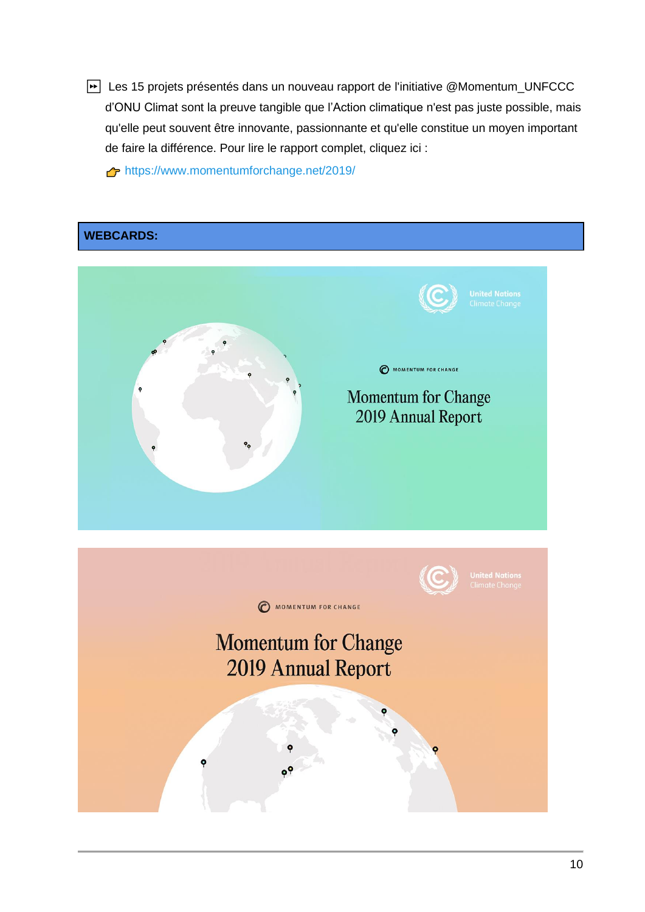⏩ Les 15 projets présentés dans un nouveau rapport de l'initiative @Momentum_UNFCCC d'ONU Climat sont la preuve tangible que l'Action climatique n'est pas juste possible, mais qu'elle peut souvent être innovante, passionnante et qu'elle constitue un moyen important de faire la différence. Pour lire le rapport complet, cliquez ici :

👉 https://www.momentumforchange.net/2019/

**WEBCARDS:**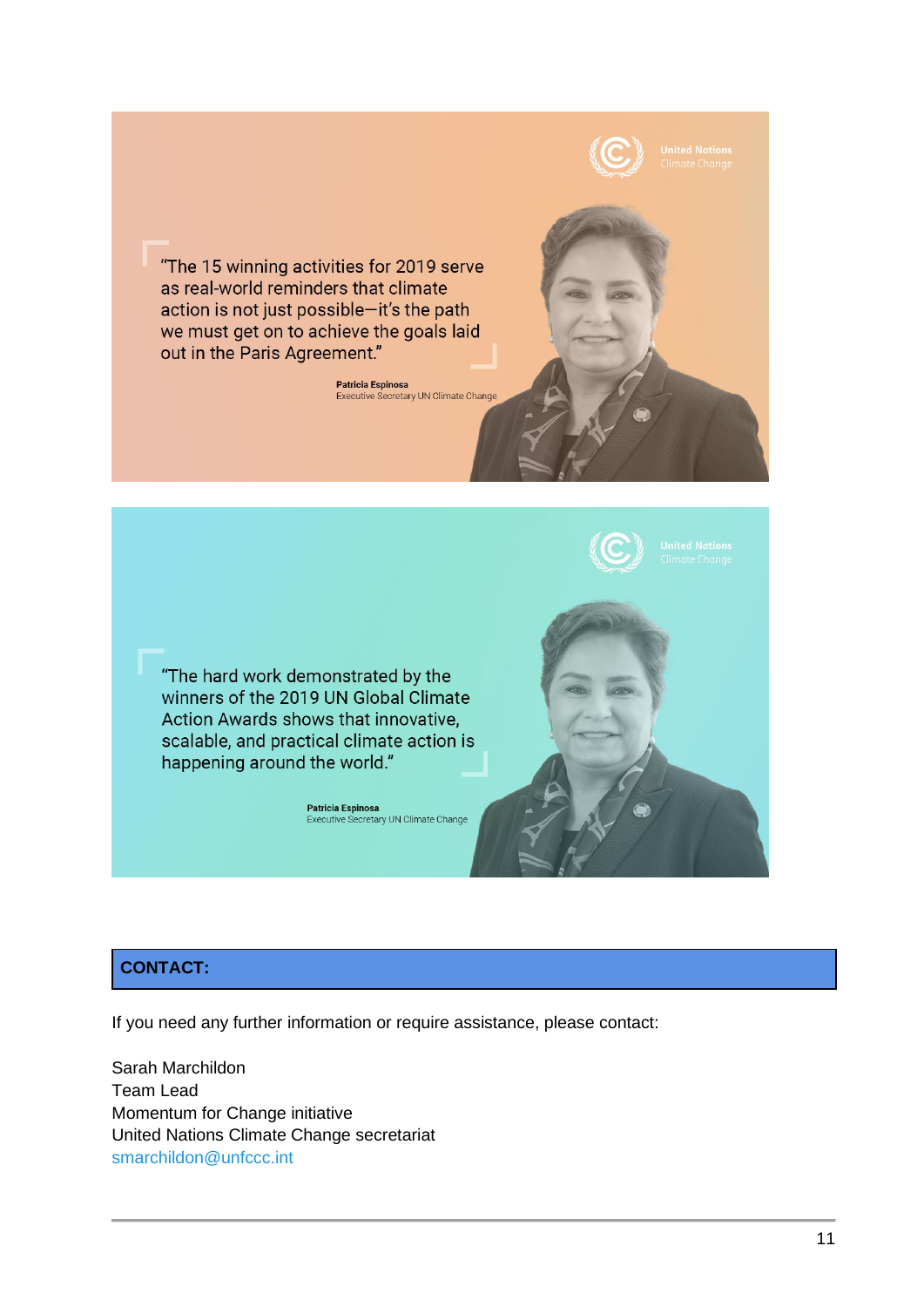"The 15 winning activities for 2019 serve as real-world reminders that climate action is not just possible—it's the path we must get on to achieve the goals laid out in the Paris Agreement."

**Patricia Espinosa**
Executive Secretary UN Climate Change

"The hard work demonstrated by the winners of the 2019 UN Global Climate Action Awards shows that innovative, scalable, and practical climate action is happening around the world."

**Patricia Espinosa**
Executive Secretary UN Climate Change

## CONTACT:

If you need any further information or require assistance, please contact:

Sarah Marchildon
Team Lead
Momentum for Change initiative
United Nations Climate Change secretariat
smarchildon@unfccc.int